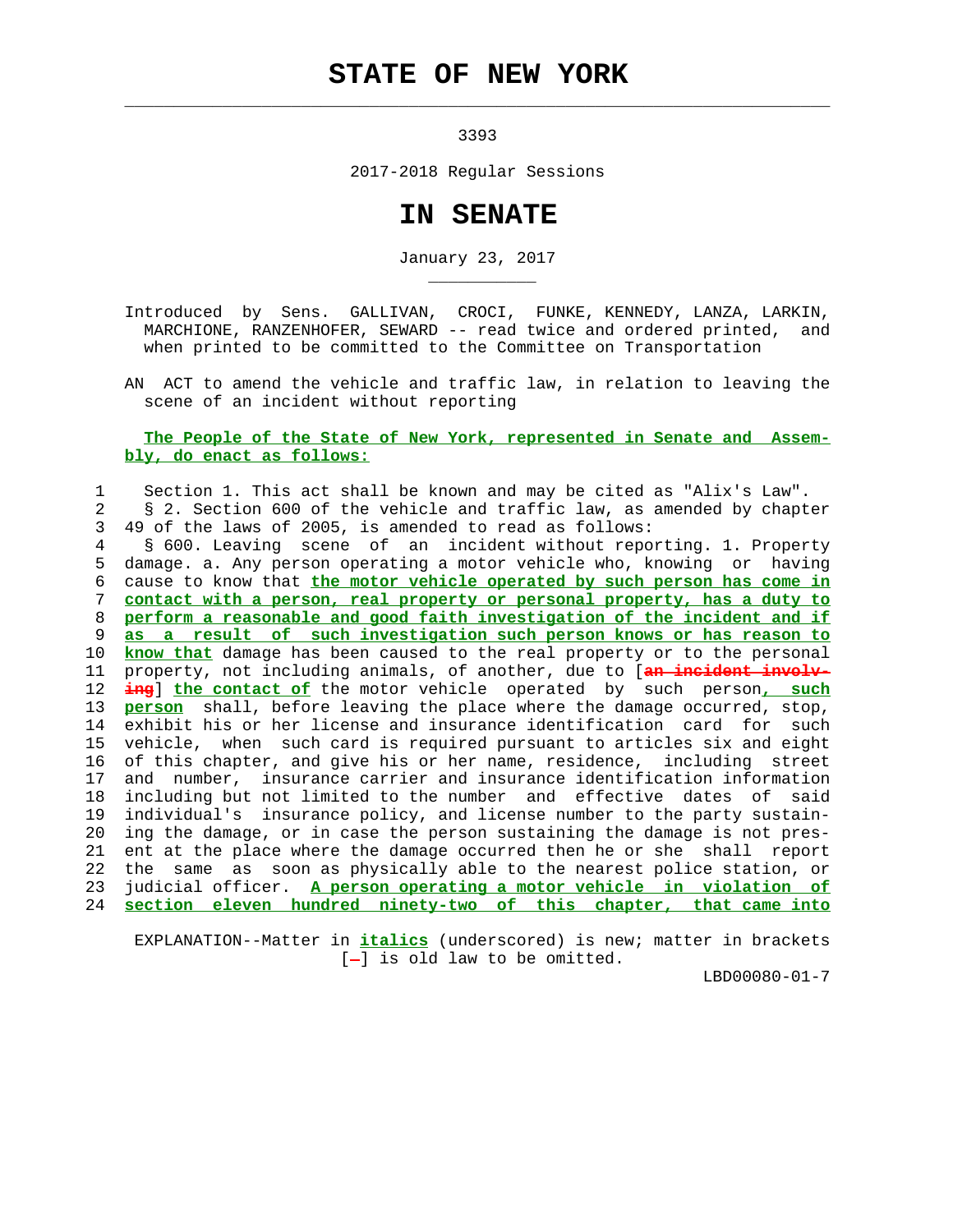# STATE OF NEW YORK

3393

2017-2018 Regular Sessions

# IN SENATE

January 23, 2017

Introduced by Sens. GALLIVAN, CROCI, FUNKE, KENNEDY, LANZA, LARKIN, MARCHIONE, RANZENHOFER, SEWARD -- read twice and ordered printed, and when printed to be committed to the Committee on Transportation

AN ACT to amend the vehicle and traffic law, in relation to leaving the scene of an incident without reporting

***The People of the State of New York, represented in Senate and Assembly, do enact as follows:***

1 Section 1. This act shall be known and may be cited as "Alix's Law".
2 § 2. Section 600 of the vehicle and traffic law, as amended by chapter
3 49 of the laws of 2005, is amended to read as follows:
4 § 600. Leaving scene of an incident without reporting. 1. Property
5 damage. a. Any person operating a motor vehicle who, knowing or having
6 cause to know that ***the motor vehicle operated by such person has come in***
7 ***contact with a person, real property or personal property, has a duty to***
8 ***perform a reasonable and good faith investigation of the incident and if***
9 ***as a result of such investigation such person knows or has reason to***
10 ***know that*** damage has been caused to the real property or to the personal
11 property, not including animals, of another, due to [~~an incident involving~~] ***the contact of*** the motor vehicle operated by such person***, such***
13 ***person*** shall, before leaving the place where the damage occurred, stop,
14 exhibit his or her license and insurance identification card for such
15 vehicle, when such card is required pursuant to articles six and eight
16 of this chapter, and give his or her name, residence, including street
17 and number, insurance carrier and insurance identification information
18 including but not limited to the number and effective dates of said
19 individual's insurance policy, and license number to the party sustain-
20 ing the damage, or in case the person sustaining the damage is not pres-
21 ent at the place where the damage occurred then he or she shall report
22 the same as soon as physically able to the nearest police station, or
23 judicial officer. ***A person operating a motor vehicle in violation of***
24 ***section eleven hundred ninety-two of this chapter, that came into***

EXPLANATION--Matter in ***italics*** (underscored) is new; matter in brackets [~~-~~] is old law to be omitted.

LBD00080-01-7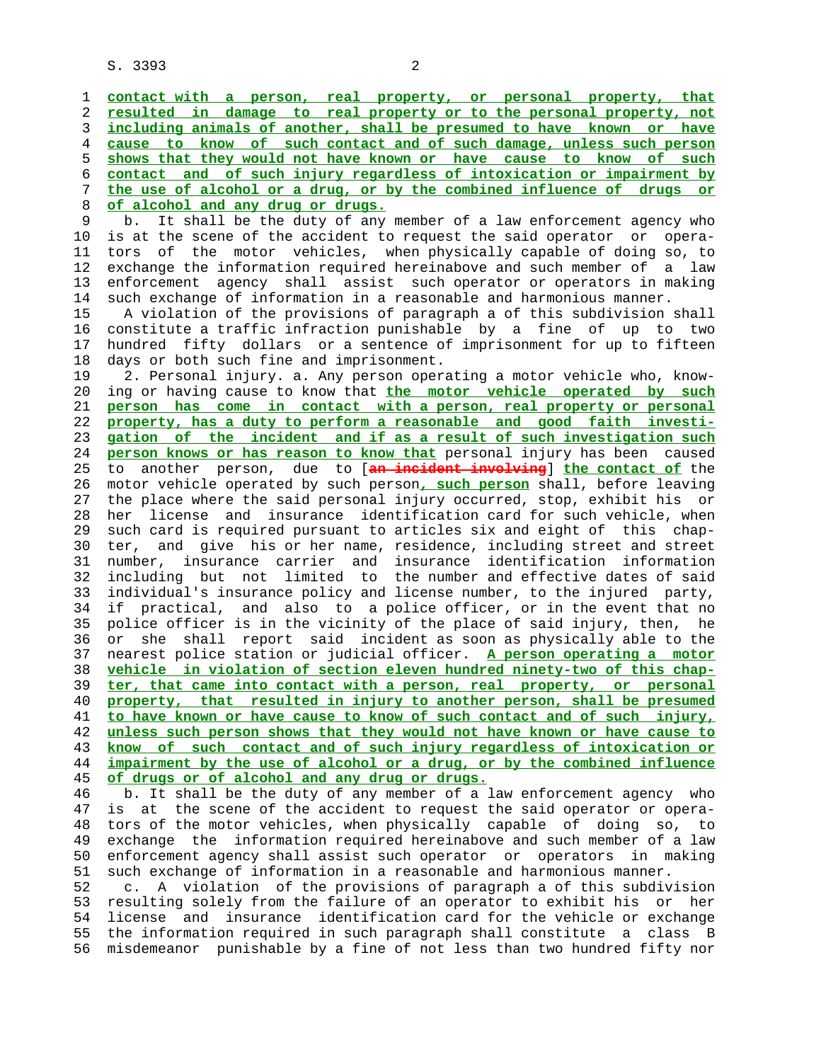**contact with a person, real property, or personal property, that resulted in damage to real property or to the personal property, not including animals of another, shall be presumed to have known or have cause to know of such contact and of such damage, unless such person shows that they would not have known or have cause to know of such contact and of such injury regardless of intoxication or impairment by the use of alcohol or a drug, or by the combined influence of drugs or of alcohol and any drug or drugs.**

b. It shall be the duty of any member of a law enforcement agency who is at the scene of the accident to request the said operator or operators of the motor vehicles, when physically capable of doing so, to exchange the information required hereinabove and such member of a law enforcement agency shall assist such operator or operators in making such exchange of information in a reasonable and harmonious manner.

A violation of the provisions of paragraph a of this subdivision shall constitute a traffic infraction punishable by a fine of up to two hundred fifty dollars or a sentence of imprisonment for up to fifteen days or both such fine and imprisonment.

2. Personal injury. a. Any person operating a motor vehicle who, knowing or having cause to know that **the motor vehicle operated by such person has come in contact with a person, real property or personal property, has a duty to perform a reasonable and good faith investigation of the incident and if as a result of such investigation such person knows or has reason to know that** personal injury has been caused to another person, due to [~~an incident involving~~] **the contact of** the motor vehicle operated by such person**, such person** shall, before leaving the place where the said personal injury occurred, stop, exhibit his or her license and insurance identification card for such vehicle, when such card is required pursuant to articles six and eight of this chapter, and give his or her name, residence, including street and street number, insurance carrier and insurance identification information including but not limited to the number and effective dates of said individual's insurance policy and license number, to the injured party, if practical, and also to a police officer, or in the event that no police officer is in the vicinity of the place of said injury, then, he or she shall report said incident as soon as physically able to the nearest police station or judicial officer. **A person operating a motor vehicle in violation of section eleven hundred ninety-two of this chapter, that came into contact with a person, real property, or personal property, that resulted in injury to another person, shall be presumed to have known or have cause to know of such contact and of such injury, unless such person shows that they would not have known or have cause to know of such contact and of such injury regardless of intoxication or impairment by the use of alcohol or a drug, or by the combined influence of drugs or of alcohol and any drug or drugs.**

b. It shall be the duty of any member of a law enforcement agency who is at the scene of the accident to request the said operator or operators of the motor vehicles, when physically capable of doing so, to exchange the information required hereinabove and such member of a law enforcement agency shall assist such operator or operators in making such exchange of information in a reasonable and harmonious manner.

c. A violation of the provisions of paragraph a of this subdivision resulting solely from the failure of an operator to exhibit his or her license and insurance identification card for the vehicle or exchange the information required in such paragraph shall constitute a class B misdemeanor punishable by a fine of not less than two hundred fifty nor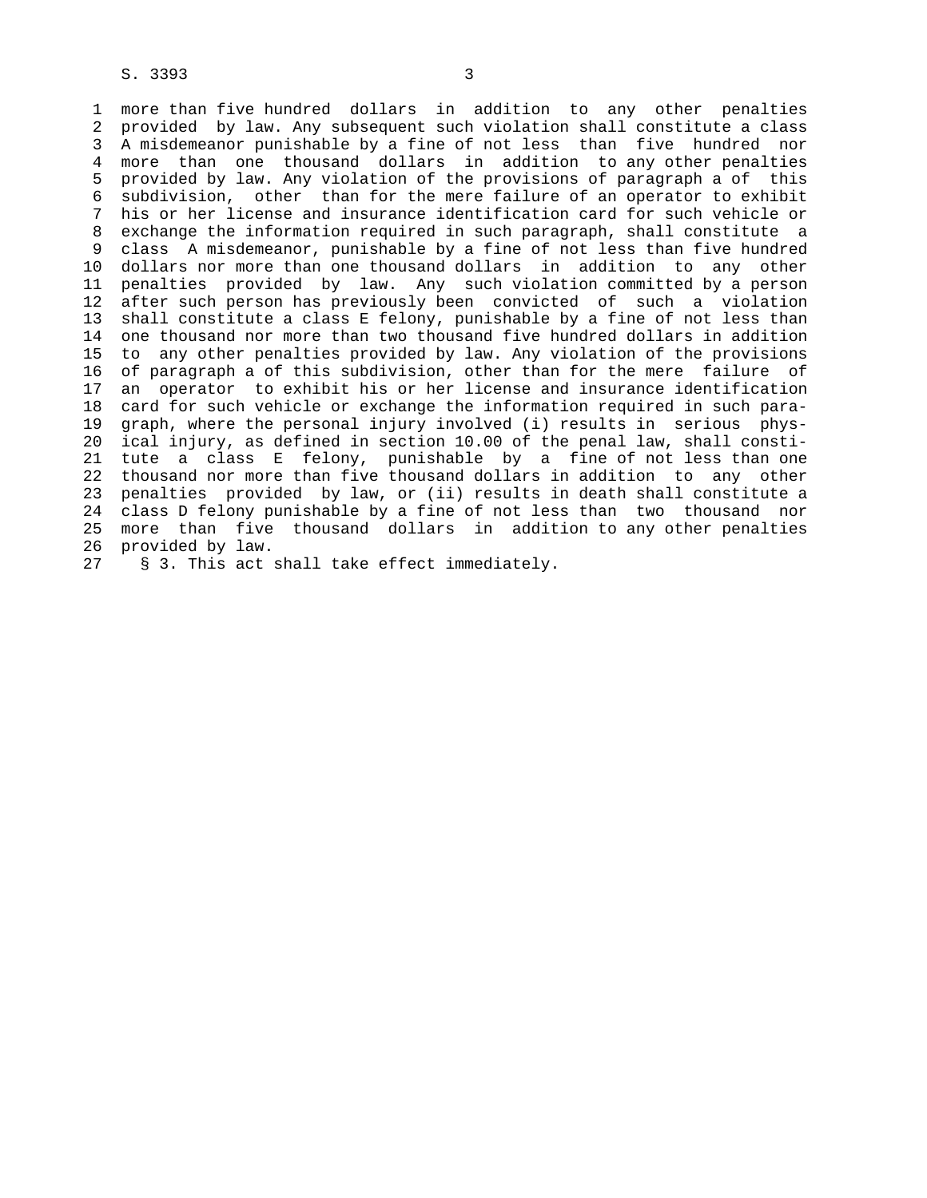more than five hundred dollars in addition to any other penalties provided by law. Any subsequent such violation shall constitute a class A misdemeanor punishable by a fine of not less than five hundred nor more than one thousand dollars in addition to any other penalties provided by law. Any violation of the provisions of paragraph a of this subdivision, other than for the mere failure of an operator to exhibit his or her license and insurance identification card for such vehicle or exchange the information required in such paragraph, shall constitute a class A misdemeanor, punishable by a fine of not less than five hundred dollars nor more than one thousand dollars in addition to any other penalties provided by law. Any such violation committed by a person after such person has previously been convicted of such a violation shall constitute a class E felony, punishable by a fine of not less than one thousand nor more than two thousand five hundred dollars in addition to any other penalties provided by law. Any violation of the provisions of paragraph a of this subdivision, other than for the mere failure of an operator to exhibit his or her license and insurance identification card for such vehicle or exchange the information required in such paragraph, where the personal injury involved (i) results in serious physical injury, as defined in section 10.00 of the penal law, shall constitute a class E felony, punishable by a fine of not less than one thousand nor more than five thousand dollars in addition to any other penalties provided by law, or (ii) results in death shall constitute a class D felony punishable by a fine of not less than two thousand nor more than five thousand dollars in addition to any other penalties provided by law.

§ 3. This act shall take effect immediately.